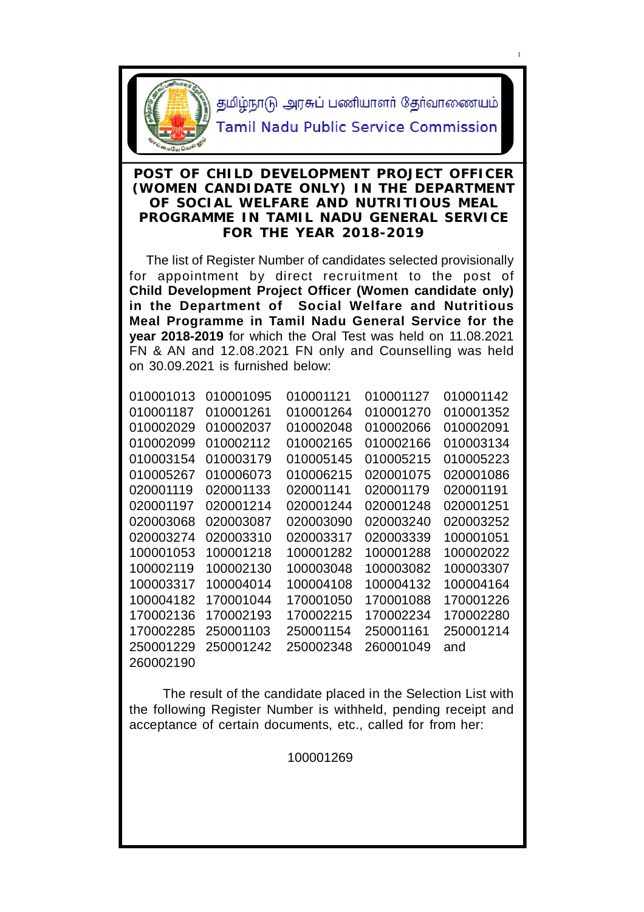தமிழ்நாடு அரசுப் பணியாளர் தேர்வாணையம்

Tamil Nadu Public Service Commission

## POST OF CHILD DEVELOPMENT PROJECT OFFICER (WOMEN CANDIDATE ONLY) IN THE DEPARTMENT OF SOCIAL WELFARE AND NUTRITIOUS MEAL PROGRAMME IN TAMIL NADU GENERAL SERVICE FOR THE YEAR 2018-2019

The list of Register Number of candidates selected provisionally for appointment by direct recruitment to the post of **Child Development Project Officer (Women candidate only) in the Department of Social Welfare and Nutritious Meal Programme in Tamil Nadu General Service for the year 2018-2019** for which the Oral Test was held on 11.08.2021 FN & AN and 12.08.2021 FN only and Counselling was held on 30.09.2021 is furnished below:

010001013 010001095 010001121 010001127 010001142
010001187 010001261 010001264 010001270 010001352
010002029 010002037 010002048 010002066 010002091
010002099 010002112 010002165 010002166 010003134
010003154 010003179 010005145 010005215 010005223
010005267 010006073 010006215 020001075 020001086
020001119 020001133 020001141 020001179 020001191
020001197 020001214 020001244 020001248 020001251
020003068 020003087 020003090 020003240 020003252
020003274 020003310 020003317 020003339 100001051
100001053 100001218 100001282 100001288 100002022
100002119 100002130 100003048 100003082 100003307
100003317 100004014 100004108 100004132 100004164
100004182 170001044 170001050 170001088 170001226
170002136 170002193 170002215 170002234 170002280
170002285 250001103 250001154 250001161 250001214
250001229 250001242 250002348 260001049 and
260002190

The result of the candidate placed in the Selection List with the following Register Number is withheld, pending receipt and acceptance of certain documents, etc., called for from her:

100001269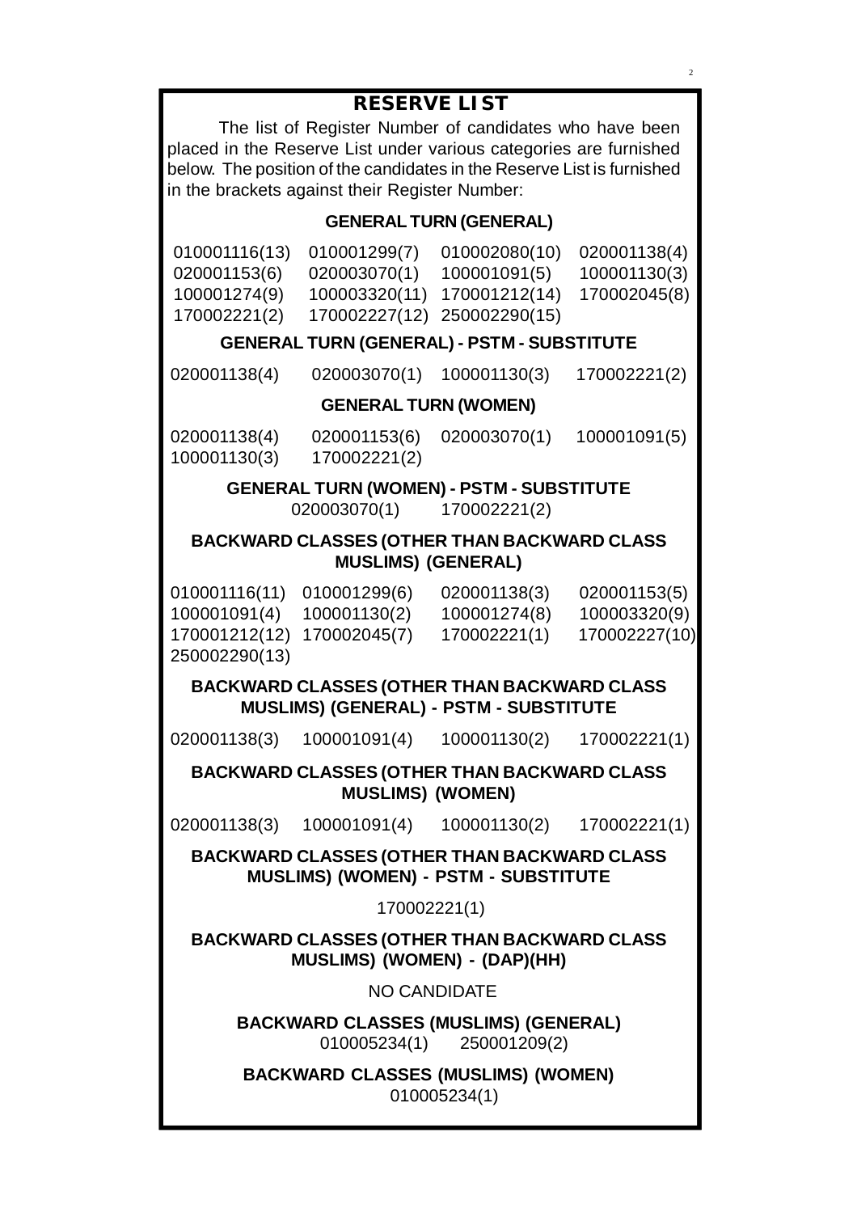# RESERVE LIST

The list of Register Number of candidates who have been placed in the Reserve List under various categories are furnished below. The position of the candidates in the Reserve List is furnished in the brackets against their Register Number:

### GENERAL TURN (GENERAL)

| | | | |
|---|---|---|---|
| 010001116(13) | 010001299(7) | 010002080(10) | 020001138(4) |
| 020001153(6) | 020003070(1) | 100001091(5) | 100001130(3) |
| 100001274(9) | 100003320(11) | 170001212(14) | 170002045(8) |
| 170002221(2) | 170002227(12) | 250002290(15) | |

### GENERAL TURN (GENERAL) - PSTM - SUBSTITUTE

| | | | |
|---|---|---|---|
| 020001138(4) | 020003070(1) | 100001130(3) | 170002221(2) |

### GENERAL TURN (WOMEN)

| | | | |
|---|---|---|---|
| 020001138(4) | 020001153(6) | 020003070(1) | 100001091(5) |
| 100001130(3) | 170002221(2) | | |

### GENERAL TURN (WOMEN) - PSTM - SUBSTITUTE

020003070(1) 170002221(2)

### BACKWARD CLASSES (OTHER THAN BACKWARD CLASS MUSLIMS) (GENERAL)

| | | | |
|---|---|---|---|
| 010001116(11) | 010001299(6) | 020001138(3) | 020001153(5) |
| 100001091(4) | 100001130(2) | 100001274(8) | 100003320(9) |
| 170001212(12) | 170002045(7) | 170002221(1) | 170002227(10) |
| 250002290(13) | | | |

### BACKWARD CLASSES (OTHER THAN BACKWARD CLASS MUSLIMS) (GENERAL) - PSTM - SUBSTITUTE

| | | | |
|---|---|---|---|
| 020001138(3) | 100001091(4) | 100001130(2) | 170002221(1) |

### BACKWARD CLASSES (OTHER THAN BACKWARD CLASS MUSLIMS) (WOMEN)

| | | | |
|---|---|---|---|
| 020001138(3) | 100001091(4) | 100001130(2) | 170002221(1) |

### BACKWARD CLASSES (OTHER THAN BACKWARD CLASS MUSLIMS) (WOMEN) - PSTM - SUBSTITUTE

170002221(1)

### BACKWARD CLASSES (OTHER THAN BACKWARD CLASS MUSLIMS) (WOMEN) - (DAP)(HH)

NO CANDIDATE

### BACKWARD CLASSES (MUSLIMS) (GENERAL)

010005234(1) 250001209(2)

### BACKWARD CLASSES (MUSLIMS) (WOMEN)

010005234(1)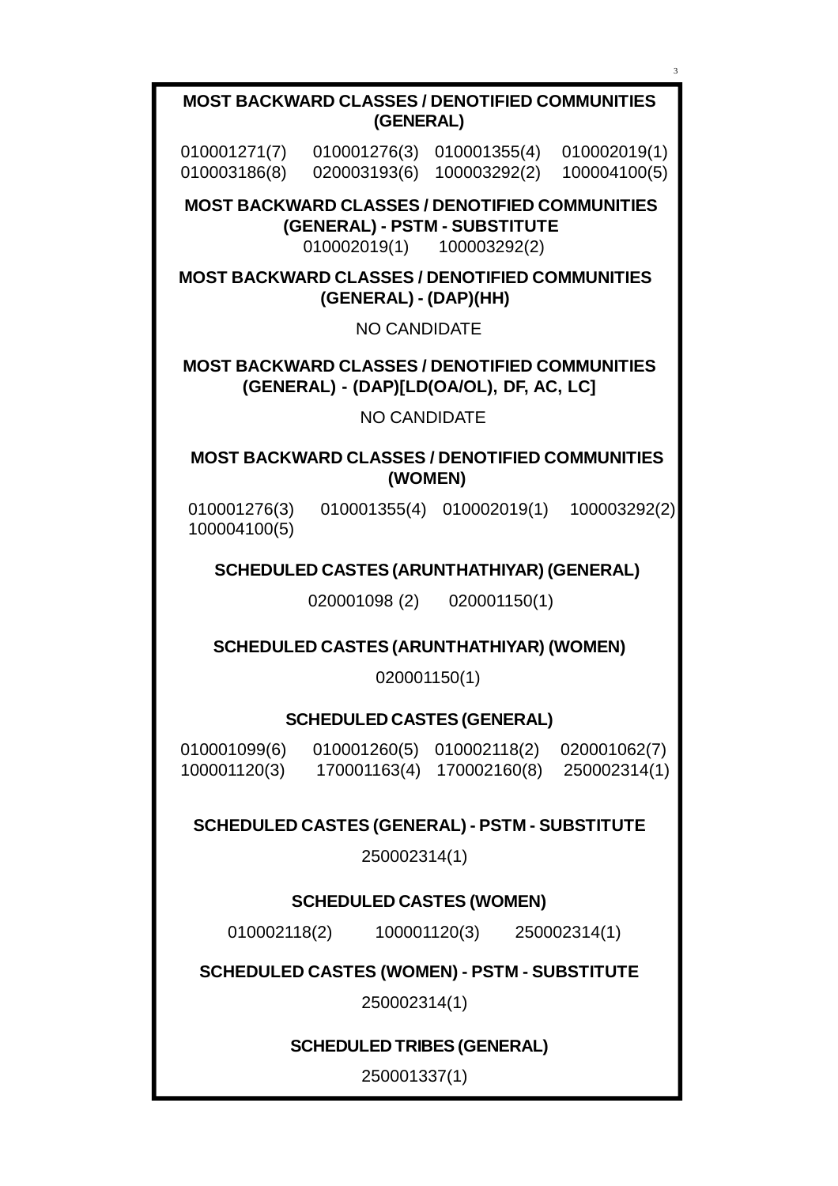**MOST BACKWARD CLASSES / DENOTIFIED COMMUNITIES (GENERAL)**

010001271(7) 010001276(3) 010001355(4) 010002019(1)
010003186(8) 020003193(6) 100003292(2) 100004100(5)

**MOST BACKWARD CLASSES / DENOTIFIED COMMUNITIES (GENERAL) - PSTM - SUBSTITUTE**

010002019(1) 100003292(2)

**MOST BACKWARD CLASSES / DENOTIFIED COMMUNITIES (GENERAL) - (DAP)(HH)**

NO CANDIDATE

**MOST BACKWARD CLASSES / DENOTIFIED COMMUNITIES (GENERAL) - (DAP)[LD(OA/OL), DF, AC, LC]**

NO CANDIDATE

**MOST BACKWARD CLASSES / DENOTIFIED COMMUNITIES (WOMEN)**

010001276(3) 010001355(4) 010002019(1) 100003292(2)
100004100(5)

**SCHEDULED CASTES (ARUNTHATHIYAR) (GENERAL)**

020001098 (2) 020001150(1)

**SCHEDULED CASTES (ARUNTHATHIYAR) (WOMEN)**

020001150(1)

**SCHEDULED CASTES (GENERAL)**

010001099(6) 010001260(5) 010002118(2) 020001062(7)
100001120(3) 170001163(4) 170002160(8) 250002314(1)

**SCHEDULED CASTES (GENERAL) - PSTM - SUBSTITUTE**

250002314(1)

**SCHEDULED CASTES (WOMEN)**

010002118(2) 100001120(3) 250002314(1)

**SCHEDULED CASTES (WOMEN) - PSTM - SUBSTITUTE**

250002314(1)

**SCHEDULED TRIBES (GENERAL)**

250001337(1)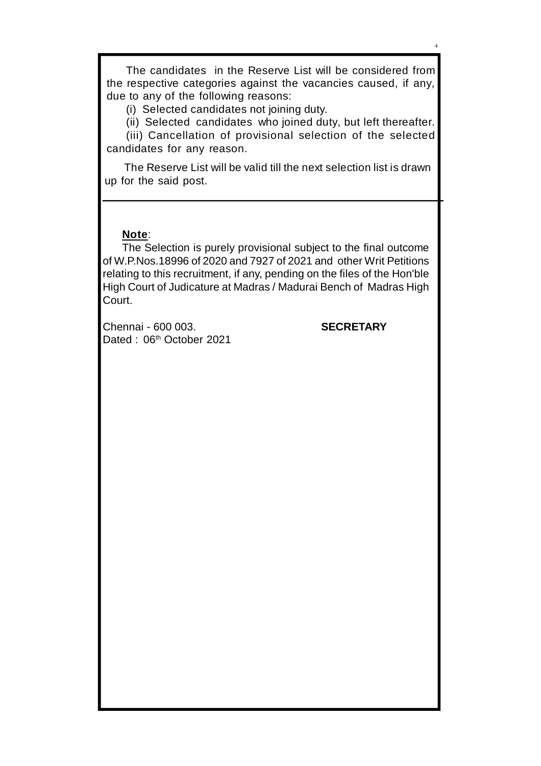The candidates in the Reserve List will be considered from the respective categories against the vacancies caused, if any, due to any of the following reasons:

(i) Selected candidates not joining duty.

(ii) Selected candidates who joined duty, but left thereafter.

(iii) Cancellation of provisional selection of the selected candidates for any reason.

The Reserve List will be valid till the next selection list is drawn up for the said post.

**Note**:

The Selection is purely provisional subject to the final outcome of W.P.Nos.18996 of 2020 and 7927 of 2021 and other Writ Petitions relating to this recruitment, if any, pending on the files of the Hon'ble High Court of Judicature at Madras / Madurai Bench of Madras High Court.

Chennai - 600 003.

Dated : 06th October 2021

**SECRETARY**